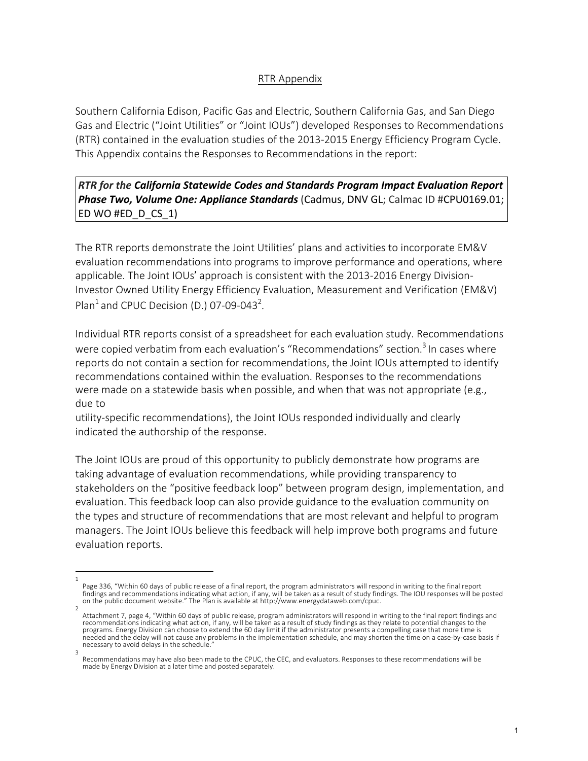# RTR Appendix

Southern California Edison, Pacific Gas and Electric, Southern California Gas, and San Diego Gas and Electric ("Joint Utilities" or "Joint IOUs") developed Responses to Recommendations (RTR) contained in the evaluation studies of the 2013-2015 Energy Efficiency Program Cycle. This Appendix contains the Responses to Recommendations in the report:

***RTR for the California Statewide Codes and Standards Program Impact Evaluation Report Phase Two, Volume One: Appliance Standards*** (Cadmus, DNV GL; Calmac ID #CPU0169.01; ED WO #ED_D_CS_1)

The RTR reports demonstrate the Joint Utilities' plans and activities to incorporate EM&V evaluation recommendations into programs to improve performance and operations, where applicable. The Joint IOUs' approach is consistent with the 2013-2016 Energy Division-Investor Owned Utility Energy Efficiency Evaluation, Measurement and Verification (EM&V) Plan[1] and CPUC Decision (D.) 07-09-043[2].

Individual RTR reports consist of a spreadsheet for each evaluation study. Recommendations were copied verbatim from each evaluation's "Recommendations" section.[3] In cases where reports do not contain a section for recommendations, the Joint IOUs attempted to identify recommendations contained within the evaluation. Responses to the recommendations were made on a statewide basis when possible, and when that was not appropriate (e.g., due to utility-specific recommendations), the Joint IOUs responded individually and clearly indicated the authorship of the response.

The Joint IOUs are proud of this opportunity to publicly demonstrate how programs are taking advantage of evaluation recommendations, while providing transparency to stakeholders on the "positive feedback loop" between program design, implementation, and evaluation. This feedback loop can also provide guidance to the evaluation community on the types and structure of recommendations that are most relevant and helpful to program managers. The Joint IOUs believe this feedback will help improve both programs and future evaluation reports.

---

[1] Page 336, "Within 60 days of public release of a final report, the program administrators will respond in writing to the final report findings and recommendations indicating what action, if any, will be taken as a result of study findings. The IOU responses will be posted on the public document website." The Plan is available at http://www.energydataweb.com/cpuc.

[2] Attachment 7, page 4, "Within 60 days of public release, program administrators will respond in writing to the final report findings and recommendations indicating what action, if any, will be taken as a result of study findings as they relate to potential changes to the programs. Energy Division can choose to extend the 60 day limit if the administrator presents a compelling case that more time is needed and the delay will not cause any problems in the implementation schedule, and may shorten the time on a case-by-case basis if necessary to avoid delays in the schedule."

[3] Recommendations may have also been made to the CPUC, the CEC, and evaluators. Responses to these recommendations will be made by Energy Division at a later time and posted separately.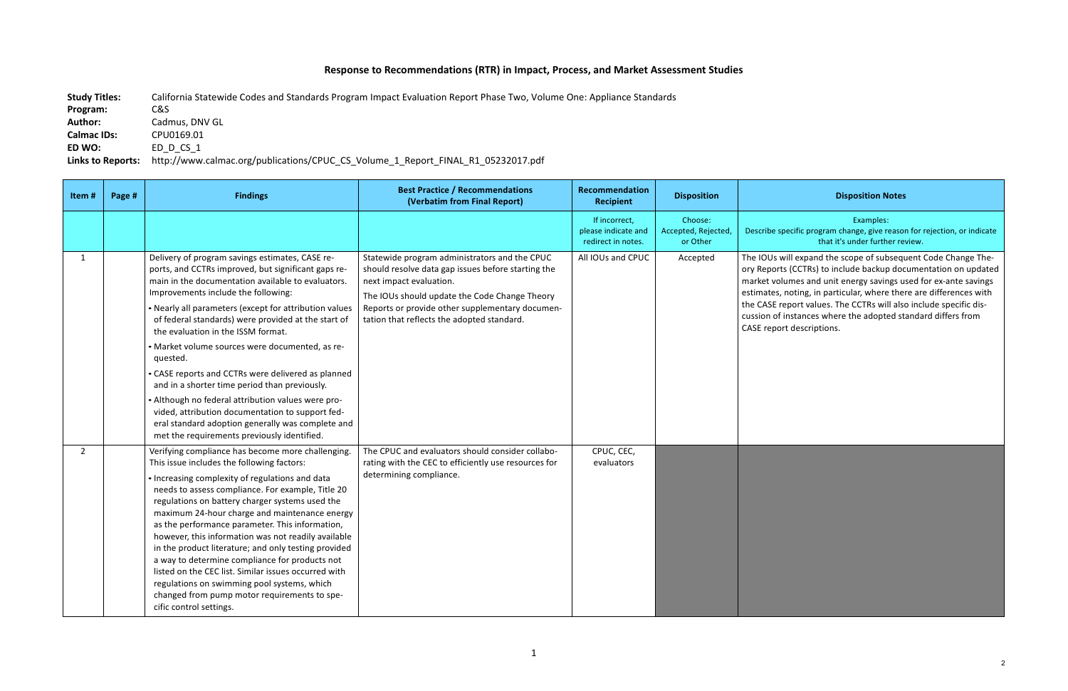## Response to Recommendations (RTR) in Impact, Process, and Market Assessment Studies

**Study Titles:** California Statewide Codes and Standards Program Impact Evaluation Report Phase Two, Volume One: Appliance Standards
**Program:** C&S
**Author:** Cadmus, DNV GL
**Calmac IDs:** CPU0169.01
**ED WO:** ED_D_CS_1
**Links to Reports:** http://www.calmac.org/publications/CPUC_CS_Volume_1_Report_FINAL_R1_05232017.pdf

| Item # | Page # | Findings | Best Practice / Recommendations (Verbatim from Final Report) | Recommendation Recipient | Disposition | Disposition Notes |
|---|---|---|---|---|---|---|
| | | | | If incorrect, please indicate and redirect in notes. | Choose: Accepted, Rejected, or Other | Examples: Describe specific program change, give reason for rejection, or indicate that it's under further review. |
| 1 | | Delivery of program savings estimates, CASE reports, and CCTRs improved, but significant gaps remain in the documentation available to evaluators. Improvements include the following: • Nearly all parameters (except for attribution values of federal standards) were provided at the start of the evaluation in the ISSM format. • Market volume sources were documented, as requested. • CASE reports and CCTRs were delivered as planned and in a shorter time period than previously. • Although no federal attribution values were provided, attribution documentation to support federal standard adoption generally was complete and met the requirements previously identified. | Statewide program administrators and the CPUC should resolve data gap issues before starting the next impact evaluation. The IOUs should update the Code Change Theory Reports or provide other supplementary documentation that reflects the adopted standard. | All IOUs and CPUC | Accepted | The IOUs will expand the scope of subsequent Code Change Theory Reports (CCTRs) to include backup documentation on updated market volumes and unit energy savings used for ex-ante savings estimates, noting, in particular, where there are differences with the CASE report values. The CCTRs will also include specific discussion of instances where the adopted standard differs from CASE report descriptions. |
| 2 | | Verifying compliance has become more challenging. This issue includes the following factors: • Increasing complexity of regulations and data needs to assess compliance. For example, Title 20 regulations on battery charger systems used the maximum 24-hour charge and maintenance energy as the performance parameter. This information, however, was not readily available in the product literature; and only testing provided a way to determine compliance for products not listed on the CEC list. Similar issues occurred with regulations on swimming pool systems, which changed from pump motor requirements to specific control settings. | The CPUC and evaluators should consider collaborating with the CEC to efficiently use resources for determining compliance. | CPUC, CEC, evaluators | | |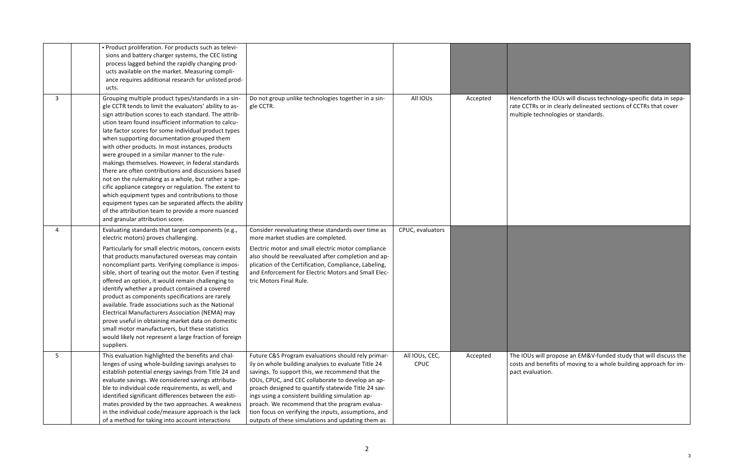| | | | | | |
|---|---|---|---|---|---|
| | | • Product proliferation. For products such as televisions and battery charger systems, the CEC listing process lagged behind the rapidly changing products available on the market. Measuring compliance requires additional research for unlisted products. | | | | |
| 3 | | Grouping multiple product types/standards in a single CCTR tends to limit the evaluators' ability to assign attribution scores to each standard. The attribution team found insufficient information to calculate factor scores for some individual product types when supporting documentation grouped them with other products. In most instances, products were grouped in a similar manner to the rulemakings themselves. However, in federal standards there are often contributions and discussions based not on the rulemaking as a whole, but rather a specific appliance category or regulation. The extent to which equipment types and contributions to those equipment types can be separated affects the ability of the attribution team to provide a more nuanced and granular attribution score. | Do not group unlike technologies together in a single CCTR. | All IOUs | Accepted | Henceforth the IOUs will discuss technology-specific data in separate CCTRs or in clearly delineated sections of CCTRs that cover multiple technologies or standards. |
| 4 | | Evaluating standards that target components (e.g., electric motors) proves challenging.<br><br>Particularly for small electric motors, concern exists that products manufactured overseas may contain noncompliant parts. Verifying compliance is impossible, short of tearing out the motor. Even if testing offered an option, it would remain challenging to identify whether a product contained a covered product as components specifications are rarely available. Trade associations such as the National Electrical Manufacturers Association (NEMA) may prove useful in obtaining market data on domestic small motor manufacturers, but these statistics would likely not represent a large fraction of foreign suppliers. | Consider reevaluating these standards over time as more market studies are completed.<br><br>Electric motor and small electric motor compliance also should be reevaluated after completion and application of the Certification, Compliance, Labeling, and Enforcement for Electric Motors and Small Electric Motors Final Rule. | CPUC, evaluators | | |
| 5 | | This evaluation highlighted the benefits and challenges of using whole-building savings analyses to establish potential energy savings from Title 24 and evaluate savings. We considered savings attributable to individual code requirements, as well, and identified significant differences between the estimates provided by the two approaches. A weakness in the individual code/measure approach is the lack of a method for taking into account interactions | Future C&S Program evaluations should rely primarily on whole building analyses to evaluate Title 24 savings. To support this, we recommend that the IOUs, CPUC, and CEC collaborate to develop an approach designed to quantify statewide Title 24 savings using a consistent building simulation approach. We recommend that the program evaluation focus on verifying the inputs, assumptions, and outputs of these simulations and updating them as | All IOUs, CEC, CPUC | Accepted | The IOUs will propose an EM&V-funded study that will discuss the costs and benefits of moving to a whole building approach for impact evaluation. |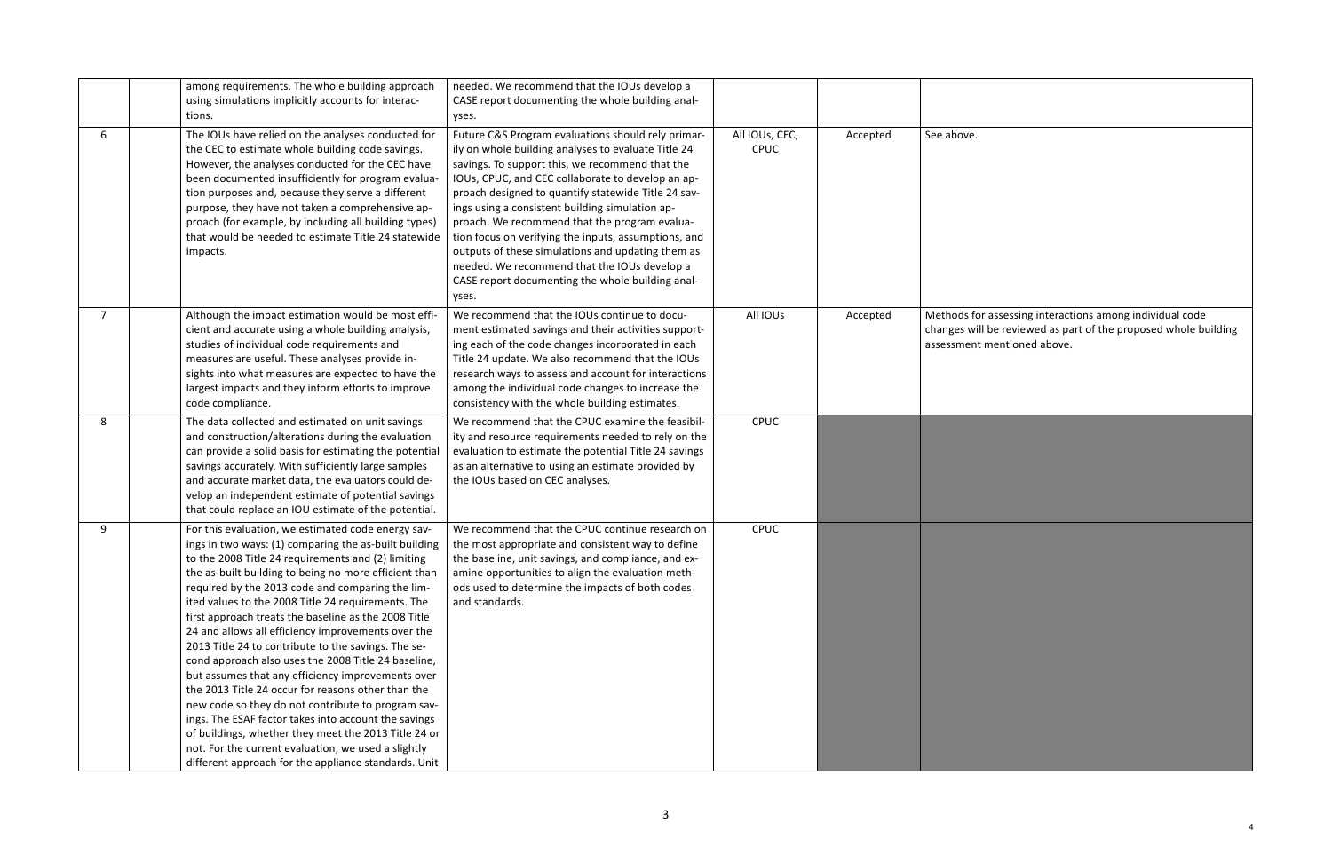| | | | | | | |
|---|---|---|---|---|---|---|
| | | among requirements. The whole building approach using simulations implicitly accounts for interactions. | needed. We recommend that the IOUs develop a CASE report documenting the whole building analyses. | | | |
| 6 | | The IOUs have relied on the analyses conducted for the CEC to estimate whole building code savings. However, the analyses conducted for the CEC have been documented insufficiently for program evaluation purposes and, because they serve a different purpose, they have not taken a comprehensive approach (for example, by including all building types) that would be needed to estimate Title 24 statewide impacts. | Future C&S Program evaluations should rely primarily on whole building analyses to evaluate Title 24 savings. To support this, we recommend that the IOUs, CPUC, and CEC collaborate to develop an approach designed to quantify statewide Title 24 savings using a consistent building simulation approach. We recommend that the program evaluation focus on verifying the inputs, assumptions, and outputs of these simulations and updating them as needed. We recommend that the IOUs develop a CASE report documenting the whole building analyses. | All IOUs, CEC, CPUC | Accepted | See above. |
| 7 | | Although the impact estimation would be most efficient and accurate using a whole building analysis, studies of individual code requirements and measures are useful. These analyses provide insights into what measures are expected to have the largest impacts and they inform efforts to improve code compliance. | We recommend that the IOUs continue to document estimated savings and their activities supporting each of the code changes incorporated in each Title 24 update. We also recommend that the IOUs research ways to assess and account for interactions among the individual code changes to increase the consistency with the whole building estimates. | All IOUs | Accepted | Methods for assessing interactions among individual code changes will be reviewed as part of the proposed whole building assessment mentioned above. |
| 8 | | The data collected and estimated on unit savings and construction/alterations during the evaluation can provide a solid basis for estimating the potential savings accurately. With sufficiently large samples and accurate market data, the evaluators could develop an independent estimate of potential savings that could replace an IOU estimate of the potential. | We recommend that the CPUC examine the feasibility and resource requirements needed to rely on the evaluation to estimate the potential Title 24 savings as an alternative to using an estimate provided by the IOUs based on CEC analyses. | CPUC | | |
| 9 | | For this evaluation, we estimated code energy savings in two ways: (1) comparing the as-built building to the 2008 Title 24 requirements and (2) limiting the as-built building to being no more efficient than required by the 2013 code and comparing the limited values to the 2008 Title 24 requirements. The first approach treats the baseline as the 2008 Title 24 and allows all efficiency improvements over the 2013 Title 24 to contribute to the savings. The second approach also uses the 2008 Title 24 baseline, but assumes that any efficiency improvements over the 2013 Title 24 occur for reasons other than the new code so they do not contribute to program savings. The ESAF factor takes into account the savings of buildings, whether they meet the 2013 Title 24 or not. For the current evaluation, we used a slightly different approach for the appliance standards. Unit | We recommend that the CPUC continue research on the most appropriate and consistent way to define the baseline, unit savings, and compliance, and examine opportunities to align the evaluation methods used to determine the impacts of both codes and standards. | CPUC | | |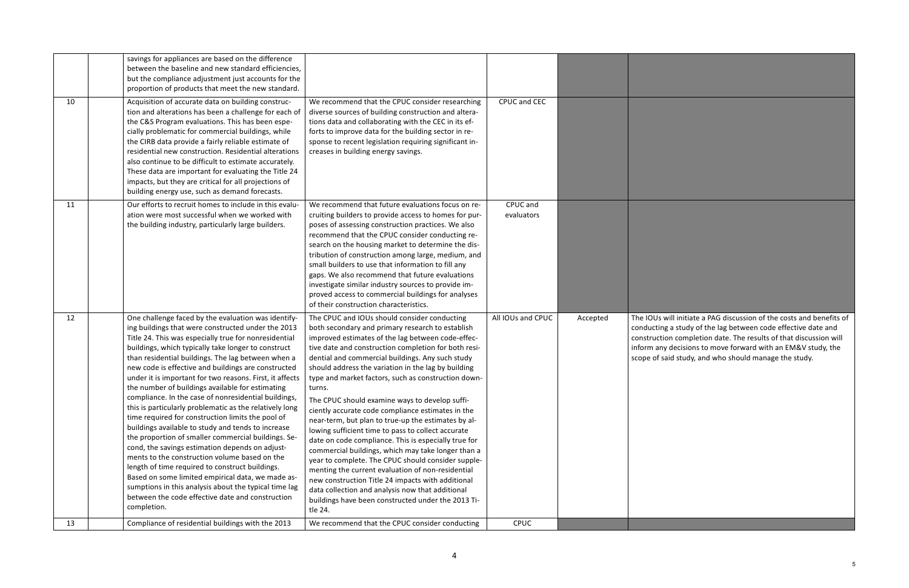| | | | | | | |
|---|---|---|---|---|---|---|
| | | savings for appliances are based on the difference between the baseline and new standard efficiencies, but the compliance adjustment just accounts for the proportion of products that meet the new standard. | | | | |
| 10 | | Acquisition of accurate data on building construction and alterations has been a challenge for each of the C&S Program evaluations. This has been especially problematic for commercial buildings, while the CIRB data provide a fairly reliable estimate of residential new construction. Residential alterations also continue to be difficult to estimate accurately. These data are important for evaluating the Title 24 impacts, but they are critical for all projections of building energy use, such as demand forecasts. | We recommend that the CPUC consider researching diverse sources of building construction and alterations data and collaborating with the CEC in its efforts to improve data for the building sector in response to recent legislation requiring significant increases in building energy savings. | CPUC and CEC | | |
| 11 | | Our efforts to recruit homes to include in this evaluation were most successful when we worked with the building industry, particularly large builders. | We recommend that future evaluations focus on recruiting builders to provide access to homes for purposes of assessing construction practices. We also recommend that the CPUC consider conducting research on the housing market to determine the distribution of construction among large, medium, and small builders to use that information to fill any gaps. We also recommend that future evaluations investigate similar industry sources to provide improved access to commercial buildings for analyses of their construction characteristics. | CPUC and evaluators | | |
| 12 | | One challenge faced by the evaluation was identifying buildings that were constructed under the 2013 Title 24. This was especially true for nonresidential buildings, which typically take longer to construct than residential buildings. The lag between when a new code is effective and buildings are constructed under it is important for two reasons. First, it affects the number of buildings available for estimating compliance. In the case of nonresidential buildings, this is particularly problematic as the relatively long time required for construction limits the pool of buildings available to study and tends to increase the proportion of smaller commercial buildings. Second, the savings estimation depends on adjustments to the construction volume based on the length of time required to construct buildings. Based on some limited empirical data, we made assumptions in this analysis about the typical time lag between the code effective date and construction completion. | The CPUC and IOUs should consider conducting both secondary and primary research to establish improved estimates of the lag between code-effective date and construction completion for both residential and commercial buildings. Any such study should address the variation in the lag by building type and market factors, such as construction downturns.<br><br>The CPUC should examine ways to develop sufficiently accurate code compliance estimates in the near-term, but plan to true-up the estimates by allowing sufficient time to pass to collect accurate date on code compliance. This is especially true for commercial buildings, which may take longer than a year to complete. The CPUC should consider supplementing the current evaluation of non-residential new construction Title 24 impacts with additional data collection and analysis now that additional buildings have been constructed under the 2013 Title 24. | All IOUs and CPUC | Accepted | The IOUs will initiate a PAG discussion of the costs and benefits of conducting a study of the lag between code effective date and construction completion date. The results of that discussion will inform any decisions to move forward with an EM&V study, the scope of said study, and who should manage the study. |
| 13 | | Compliance of residential buildings with the 2013 | We recommend that the CPUC consider conducting | CPUC | | |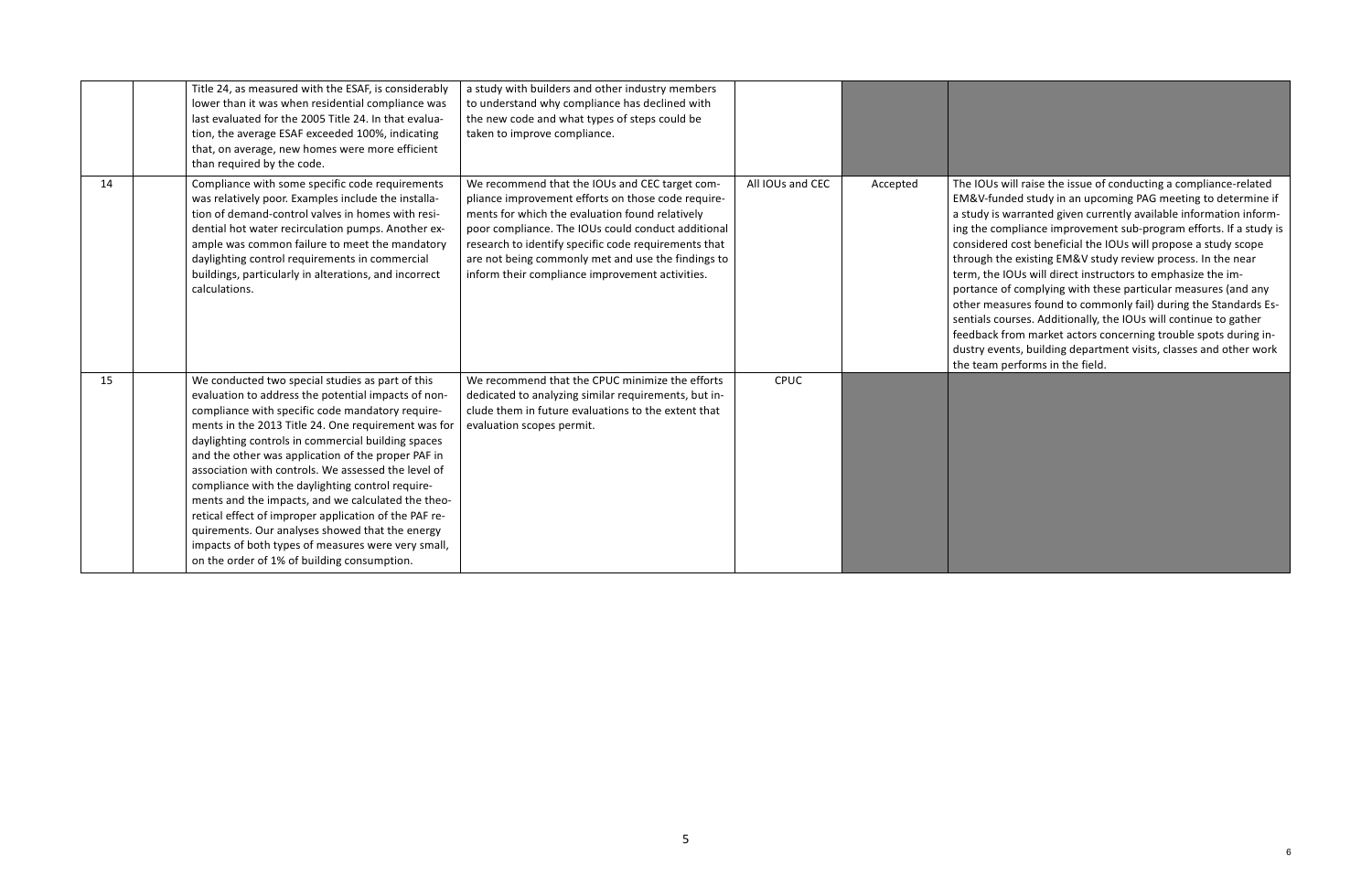| | | | | | |
|---|---|---|---|---|---|
| | | Title 24, as measured with the ESAF, is considerably lower than it was when residential compliance was last evaluated for the 2005 Title 24. In that evaluation, the average ESAF exceeded 100%, indicating that, on average, new homes were more efficient than required by the code. | a study with builders and other industry members to understand why compliance has declined with the new code and what types of steps could be taken to improve compliance. | | | |
| 14 | | Compliance with some specific code requirements was relatively poor. Examples include the installation of demand-control valves in homes with residential hot water recirculation pumps. Another example was common failure to meet the mandatory daylighting control requirements in commercial buildings, particularly in alterations, and incorrect calculations. | We recommend that the IOUs and CEC target compliance improvement efforts on those code requirements for which the evaluation found relatively poor compliance. The IOUs could conduct additional research to identify specific code requirements that are not being commonly met and use the findings to inform their compliance improvement activities. | All IOUs and CEC | Accepted | The IOUs will raise the issue of conducting a compliance-related EM&V-funded study in an upcoming PAG meeting to determine if a study is warranted given currently available information informing the compliance improvement sub-program efforts. If a study is considered cost beneficial the IOUs will propose a study scope through the existing EM&V study review process. In the near term, the IOUs will direct instructors to emphasize the importance of complying with these particular measures (and any other measures found to commonly fail) during the Standards Essentials courses. Additionally, the IOUs will continue to gather feedback from market actors concerning trouble spots during industry events, building department visits, classes and other work the team performs in the field. |
| 15 | | We conducted two special studies as part of this evaluation to address the potential impacts of noncompliance with specific code mandatory requirements in the 2013 Title 24. One requirement was for daylighting controls in commercial building spaces and the other was application of the proper PAF in association with controls. We assessed the level of compliance with the daylighting control requirements and the impacts, and we calculated the theoretical effect of improper application of the PAF requirements. Our analyses showed that the energy impacts of both types of measures were very small, on the order of 1% of building consumption. | We recommend that the CPUC minimize the efforts dedicated to analyzing similar requirements, but include them in future evaluations to the extent that evaluation scopes permit. | CPUC | | |